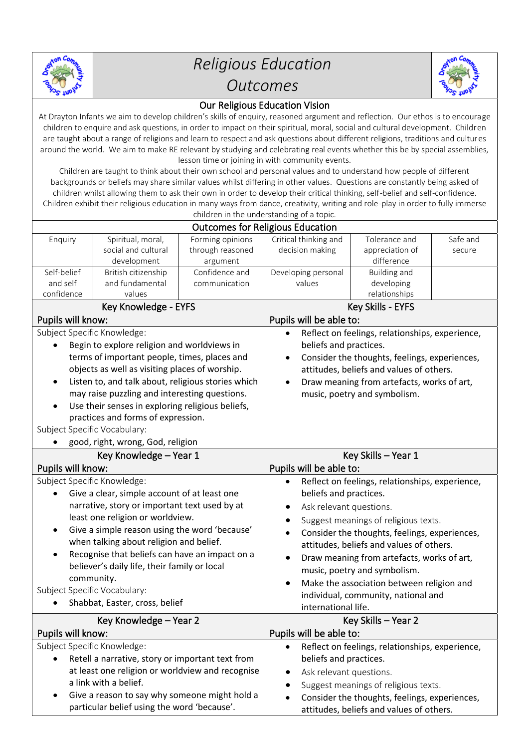# Religious Education Outcomes

## Our Religious Education Vision

At Drayton Infants we aim to develop children's skills of enquiry, reasoned argument and reflection. Our ethos is to encourage children to enquire and ask questions, in order to impact on their spiritual, moral, social and cultural development. Children are taught about a range of religions and learn to respect and ask questions about different religions, traditions and cultures around the world. We aim to make RE relevant by studying and celebrating real events whether this be by special assemblies, lesson time or joining in with community events.

Children are taught to think about their own school and personal values and to understand how people of different backgrounds or beliefs may share similar values whilst differing in other values. Questions are constantly being asked of children whilst allowing them to ask their own in order to develop their critical thinking, self-belief and self-confidence. Children exhibit their religious education in many ways from dance, creativity, writing and role-play in order to fully immerse children in the understanding of a topic.

## Outcomes for Religious Education

| | | | | | |
|---|---|---|---|---|---|
| Enquiry | Spiritual, moral, social and cultural development | Forming opinions through reasoned argument | Critical thinking and decision making | Tolerance and appreciation of difference | Safe and secure |
| Self-belief and self confidence | British citizenship and fundamental values | Confidence and communication | Developing personal values | Building and developing relationships | |

## Key Knowledge - EYFS

**Pupils will know:**

Subject Specific Knowledge:

- Begin to explore religion and worldviews in terms of important people, times, places and objects as well as visiting places of worship.
- Listen to, and talk about, religious stories which may raise puzzling and interesting questions.
- Use their senses in exploring religious beliefs, practices and forms of expression.

Subject Specific Vocabulary:

- good, right, wrong, God, religion

## Key Skills - EYFS

**Pupils will be able to:**

- Reflect on feelings, relationships, experience, beliefs and practices.
- Consider the thoughts, feelings, experiences, attitudes, beliefs and values of others.
- Draw meaning from artefacts, works of art, music, poetry and symbolism.

## Key Knowledge – Year 1

**Pupils will know:**

Subject Specific Knowledge:

- Give a clear, simple account of at least one narrative, story or important text used by at least one religion or worldview.
- Give a simple reason using the word 'because' when talking about religion and belief.
- Recognise that beliefs can have an impact on a believer's daily life, their family or local community.

Subject Specific Vocabulary:

- Shabbat, Easter, cross, belief

## Key Skills – Year 1

**Pupils will be able to:**

- Reflect on feelings, relationships, experience, beliefs and practices.
- Ask relevant questions.
- Suggest meanings of religious texts.
- Consider the thoughts, feelings, experiences, attitudes, beliefs and values of others.
- Draw meaning from artefacts, works of art, music, poetry and symbolism.
- Make the association between religion and individual, community, national and international life.

## Key Knowledge – Year 2

**Pupils will know:**

Subject Specific Knowledge:

- Retell a narrative, story or important text from at least one religion or worldview and recognise a link with a belief.
- Give a reason to say why someone might hold a particular belief using the word 'because'.

## Key Skills – Year 2

**Pupils will be able to:**

- Reflect on feelings, relationships, experience, beliefs and practices.
- Ask relevant questions.
- Suggest meanings of religious texts.
- Consider the thoughts, feelings, experiences, attitudes, beliefs and values of others.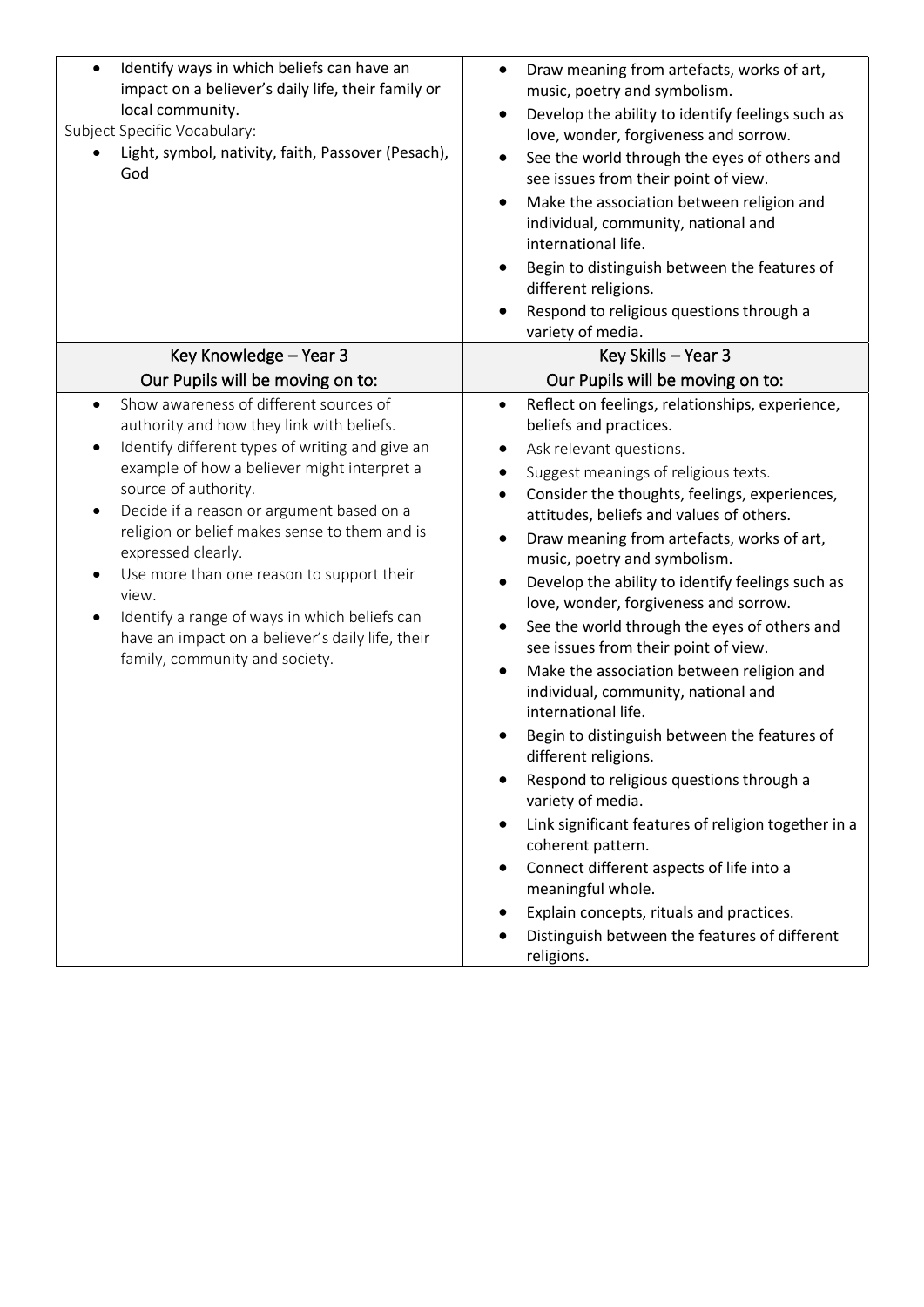| | |
|---|---|
| <ul><li>Identify ways in which beliefs can have an impact on a believer's daily life, their family or local community.</li></ul>Subject Specific Vocabulary:<ul><li>Light, symbol, nativity, faith, Passover (Pesach), God</li></ul> | <ul><li>Draw meaning from artefacts, works of art, music, poetry and symbolism.</li><li>Develop the ability to identify feelings such as love, wonder, forgiveness and sorrow.</li><li>See the world through the eyes of others and see issues from their point of view.</li><li>Make the association between religion and individual, community, national and international life.</li><li>Begin to distinguish between the features of different religions.</li><li>Respond to religious questions through a variety of media.</li></ul> |
| Key Knowledge – Year 3<br>Our Pupils will be moving on to: | Key Skills – Year 3<br>Our Pupils will be moving on to: |
| <ul><li>Show awareness of different sources of authority and how they link with beliefs.</li><li>Identify different types of writing and give an example of how a believer might interpret a source of authority.</li><li>Decide if a reason or argument based on a religion or belief makes sense to them and is expressed clearly.</li><li>Use more than one reason to support their view.</li><li>Identify a range of ways in which beliefs can have an impact on a believer's daily life, their family, community and society.</li></ul> | <ul><li>Reflect on feelings, relationships, experience, beliefs and practices.</li><li>Ask relevant questions.</li><li>Suggest meanings of religious texts.</li><li>Consider the thoughts, feelings, experiences, attitudes, beliefs and values of others.</li><li>Draw meaning from artefacts, works of art, music, poetry and symbolism.</li><li>Develop the ability to identify feelings such as love, wonder, forgiveness and sorrow.</li><li>See the world through the eyes of others and see issues from their point of view.</li><li>Make the association between religion and individual, community, national and international life.</li><li>Begin to distinguish between the features of different religions.</li><li>Respond to religious questions through a variety of media.</li><li>Link significant features of religion together in a coherent pattern.</li><li>Connect different aspects of life into a meaningful whole.</li><li>Explain concepts, rituals and practices.</li><li>Distinguish between the features of different religions.</li></ul> |